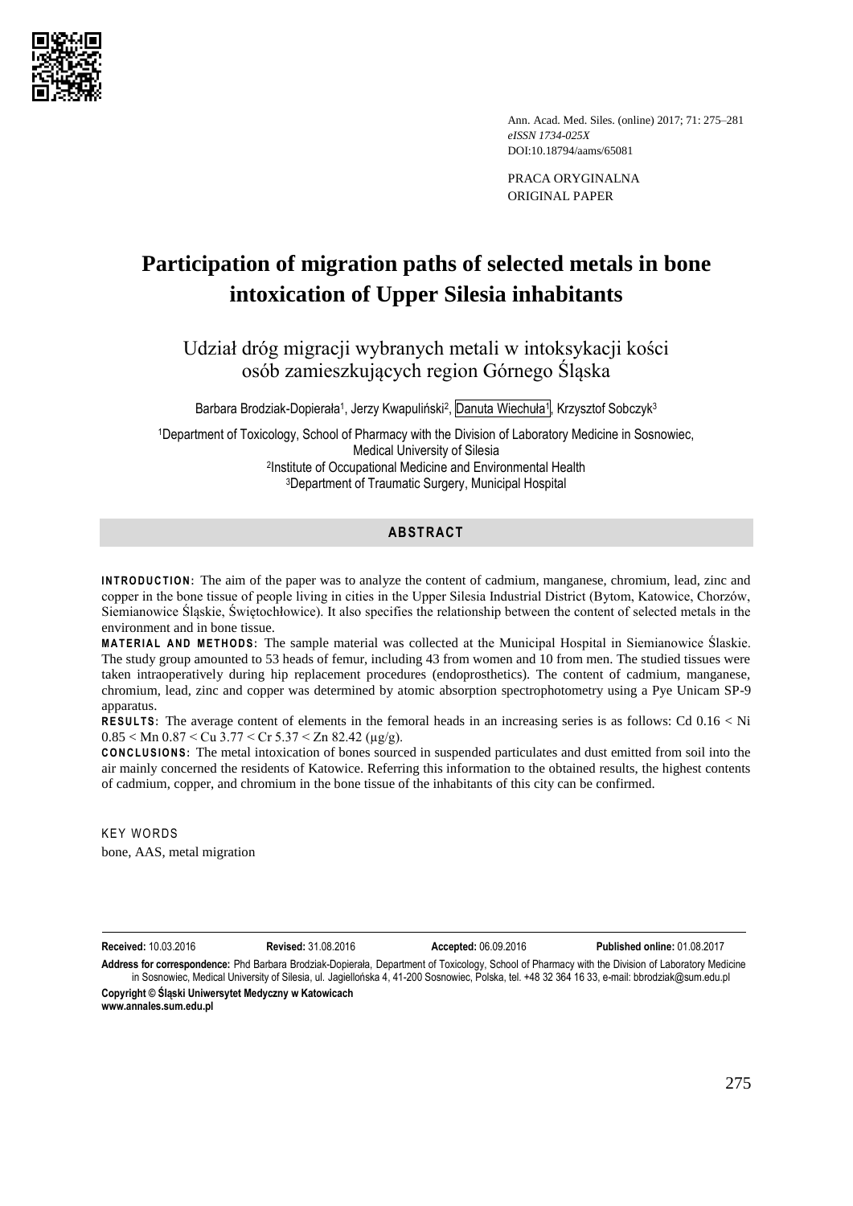PRACA ORYGINALNA
ORIGINAL PAPER

# Participation of migration paths of selected metals in bone intoxication of Upper Silesia inhabitants

## Udział dróg migracji wybranych metali w intoksykacji kości osób zamieszkujących region Górnego Śląska

Barbara Brodziak-Dopierała[1], Jerzy Kwapuliński[2], Danuta Wiechuła[1], Krzysztof Sobczyk[3]

[1]Department of Toxicology, School of Pharmacy with the Division of Laboratory Medicine in Sosnowiec, Medical University of Silesia
[2]Institute of Occupational Medicine and Environmental Health
[3]Department of Traumatic Surgery, Municipal Hospital

### ABSTRACT

**INTRODUCTION:** The aim of the paper was to analyze the content of cadmium, manganese, chromium, lead, zinc and copper in the bone tissue of people living in cities in the Upper Silesia Industrial District (Bytom, Katowice, Chorzów, Siemianowice Śląskie, Świętochłowice). It also specifies the relationship between the content of selected metals in the environment and in bone tissue.

**MATERIAL AND METHODS:** The sample material was collected at the Municipal Hospital in Siemianowice Ślaskie. The study group amounted to 53 heads of femur, including 43 from women and 10 from men. The studied tissues were taken intraoperatively during hip replacement procedures (endoprosthetics). The content of cadmium, manganese, chromium, lead, zinc and copper was determined by atomic absorption spectrophotometry using a Pye Unicam SP-9 apparatus.

**RESULTS:** The average content of elements in the femoral heads in an increasing series is as follows: Cd 0.16 < Ni 0.85 < Mn 0.87 < Cu 3.77 < Cr 5.37 < Zn 82.42 (μg/g).

**CONCLUSIONS:** The metal intoxication of bones sourced in suspended particulates and dust emitted from soil into the air mainly concerned the residents of Katowice. Referring this information to the obtained results, the highest contents of cadmium, copper, and chromium in the bone tissue of the inhabitants of this city can be confirmed.

KEY WORDS

bone, AAS, metal migration

**Received:** 10.03.2016 **Revised:** 31.08.2016 **Accepted:** 06.09.2016 **Published online:** 01.08.2017

**Address for correspondence:** Phd Barbara Brodziak-Dopierała, Department of Toxicology, School of Pharmacy with the Division of Laboratory Medicine in Sosnowiec, Medical University of Silesia, ul. Jagiellońska 4, 41-200 Sosnowiec, Polska, tel. +48 32 364 16 33, e-mail: bbrodziak@sum.edu.pl

**Copyright © Śląski Uniwersytet Medyczny w Katowicach**
**www.annales.sum.edu.pl**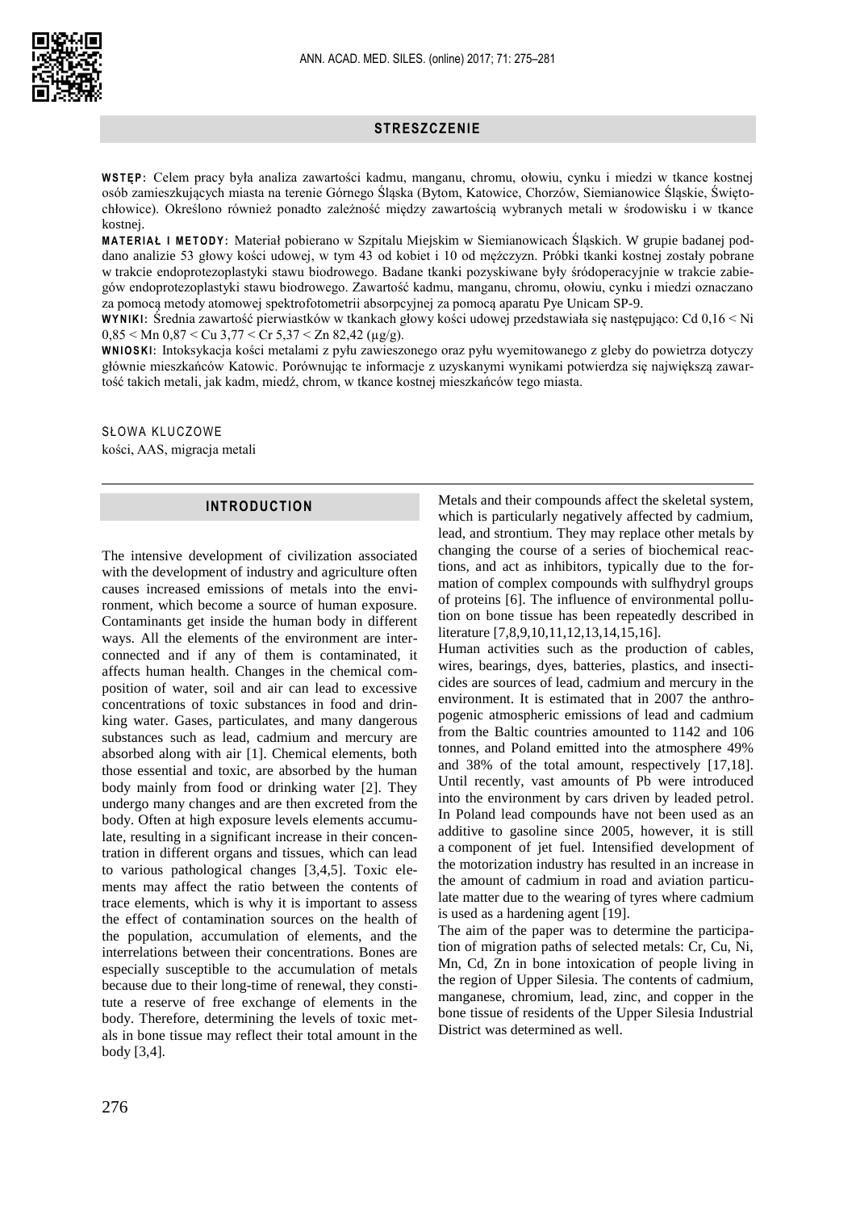## STRESZCZENIE

**WSTĘP:** Celem pracy była analiza zawartości kadmu, manganu, chromu, ołowiu, cynku i miedzi w tkance kostnej osób zamieszkujących miasta na terenie Górnego Śląska (Bytom, Katowice, Chorzów, Siemianowice Śląskie, Świętochłowice). Określono również ponadto zależność między zawartością wybranych metali w środowisku i w tkance kostnej.

**MATERIAŁ I METODY:** Materiał pobierano w Szpitalu Miejskim w Siemianowicach Śląskich. W grupie badanej poddano analizie 53 głowy kości udowej, w tym 43 od kobiet i 10 od mężczyzn. Próbki tkanki kostnej zostały pobrane w trakcie endoprotezoplastyki stawu biodrowego. Badane tkanki pozyskiwane były śródoperacyjnie w trakcie zabiegów endoprotezoplastyki stawu biodrowego. Zawartość kadmu, manganu, chromu, ołowiu, cynku i miedzi oznaczano za pomocą metody atomowej spektrofotometrii absorpcyjnej za pomocą aparatu Pye Unicam SP-9.

**WYNIKI:** Średnia zawartość pierwiastków w tkankach głowy kości udowej przedstawiała się następująco: Cd 0,16 < Ni 0,85 < Mn 0,87 < Cu 3,77 < Cr 5,37 < Zn 82,42 (μg/g).

**WNIOSKI:** Intoksykacja kości metalami z pyłu zawieszonego oraz pyłu wyemitowanego z gleby do powietrza dotyczy głównie mieszkańców Katowic. Porównując te informacje z uzyskanymi wynikami potwierdza się największą zawartość takich metali, jak kadm, miedź, chrom, w tkance kostnej mieszkańców tego miasta.

SŁOWA KLUCZOWE

kości, AAS, migracja metali

## INTRODUCTION

The intensive development of civilization associated with the development of industry and agriculture often causes increased emissions of metals into the environment, which become a source of human exposure. Contaminants get inside the human body in different ways. All the elements of the environment are interconnected and if any of them is contaminated, it affects human health. Changes in the chemical composition of water, soil and air can lead to excessive concentrations of toxic substances in food and drinking water. Gases, particulates, and many dangerous substances such as lead, cadmium and mercury are absorbed along with air [1]. Chemical elements, both those essential and toxic, are absorbed by the human body mainly from food or drinking water [2]. They undergo many changes and are then excreted from the body. Often at high exposure levels elements accumulate, resulting in a significant increase in their concentration in different organs and tissues, which can lead to various pathological changes [3,4,5]. Toxic elements may affect the ratio between the contents of trace elements, which is why it is important to assess the effect of contamination sources on the health of the population, accumulation of elements, and the interrelations between their concentrations. Bones are especially susceptible to the accumulation of metals because due to their long-time of renewal, they constitute a reserve of free exchange of elements in the body. Therefore, determining the levels of toxic metals in bone tissue may reflect their total amount in the body [3,4].

Metals and their compounds affect the skeletal system, which is particularly negatively affected by cadmium, lead, and strontium. They may replace other metals by changing the course of a series of biochemical reactions, and act as inhibitors, typically due to the formation of complex compounds with sulfhydryl groups of proteins [6]. The influence of environmental pollution on bone tissue has been repeatedly described in literature [7,8,9,10,11,12,13,14,15,16].

Human activities such as the production of cables, wires, bearings, dyes, batteries, plastics, and insecticides are sources of lead, cadmium and mercury in the environment. It is estimated that in 2007 the anthropogenic atmospheric emissions of lead and cadmium from the Baltic countries amounted to 1142 and 106 tonnes, and Poland emitted into the atmosphere 49% and 38% of the total amount, respectively [17,18]. Until recently, vast amounts of Pb were introduced into the environment by cars driven by leaded petrol. In Poland lead compounds have not been used as an additive to gasoline since 2005, however, it is still a component of jet fuel. Intensified development of the motorization industry has resulted in an increase in the amount of cadmium in road and aviation particulate matter due to the wearing of tyres where cadmium is used as a hardening agent [19].

The aim of the paper was to determine the participation of migration paths of selected metals: Cr, Cu, Ni, Mn, Cd, Zn in bone intoxication of people living in the region of Upper Silesia. The contents of cadmium, manganese, chromium, lead, zinc, and copper in the bone tissue of residents of the Upper Silesia Industrial District was determined as well.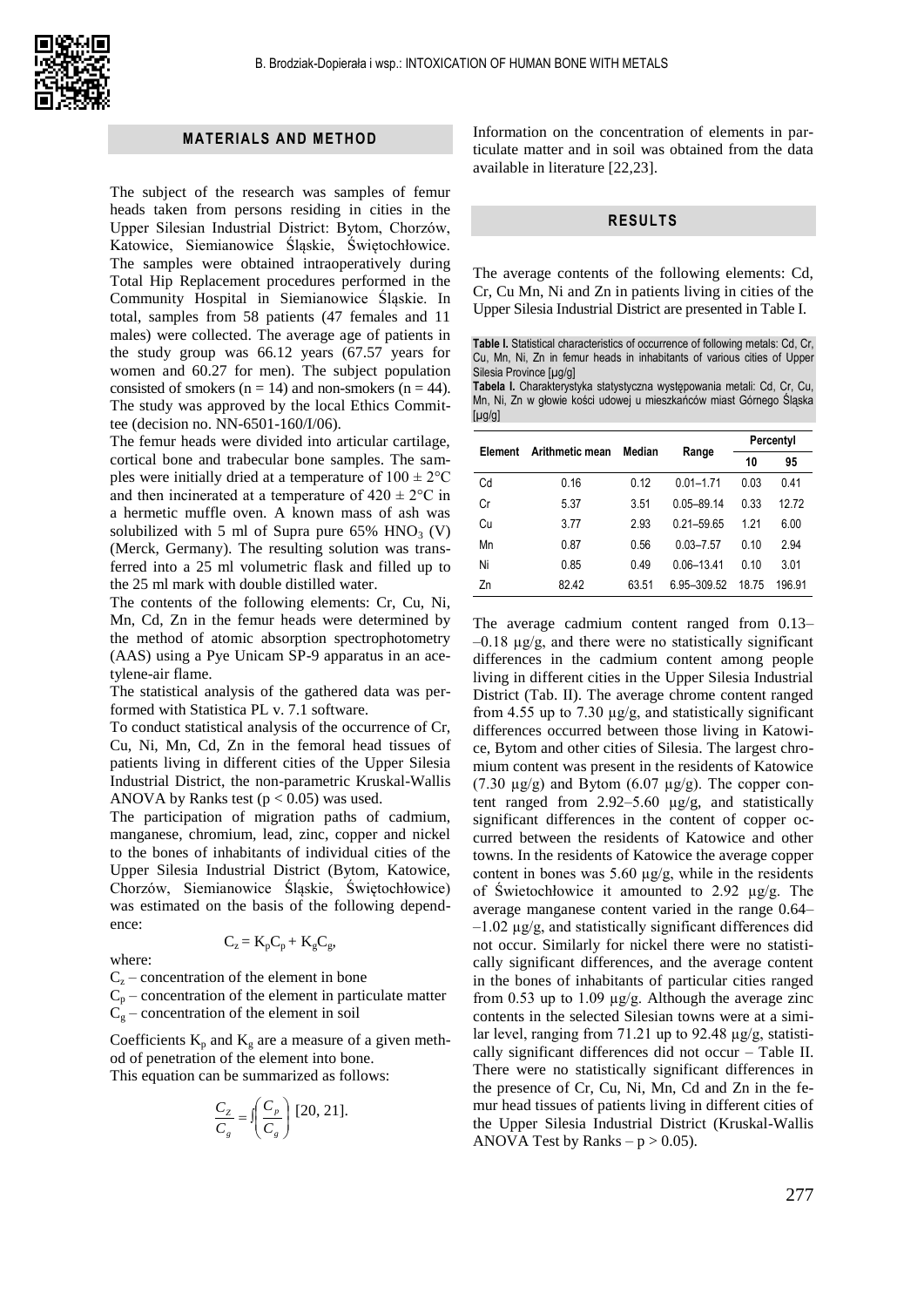## MATERIALS AND METHOD

The subject of the research was samples of femur heads taken from persons residing in cities in the Upper Silesian Industrial District: Bytom, Chorzów, Katowice, Siemianowice Śląskie, Świętochłowice. The samples were obtained intraoperatively during Total Hip Replacement procedures performed in the Community Hospital in Siemianowice Śląskie. In total, samples from 58 patients (47 females and 11 males) were collected. The average age of patients in the study group was 66.12 years (67.57 years for women and 60.27 for men). The subject population consisted of smokers ($n = 14$) and non-smokers ($n = 44$). The study was approved by the local Ethics Committee (decision no. NN-6501-160/I/06).

The femur heads were divided into articular cartilage, cortical bone and trabecular bone samples. The samples were initially dried at a temperature of $100 \pm 2°C$ and then incinerated at a temperature of $420 \pm 2°C$ in a hermetic muffle oven. A known mass of ash was solubilized with 5 ml of Supra pure 65% $HNO_3$ (V) (Merck, Germany). The resulting solution was transferred into a 25 ml volumetric flask and filled up to the 25 ml mark with double distilled water.

The contents of the following elements: Cr, Cu, Ni, Mn, Cd, Zn in the femur heads were determined by the method of atomic absorption spectrophotometry (AAS) using a Pye Unicam SP-9 apparatus in an acetylene-air flame.

The statistical analysis of the gathered data was performed with Statistica PL v. 7.1 software.

To conduct statistical analysis of the occurrence of Cr, Cu, Ni, Mn, Cd, Zn in the femoral head tissues of patients living in different cities of the Upper Silesia Industrial District, the non-parametric Kruskal-Wallis ANOVA by Ranks test ($p < 0.05$) was used.

The participation of migration paths of cadmium, manganese, chromium, lead, zinc, copper and nickel to the bones of inhabitants of individual cities of the Upper Silesia Industrial District (Bytom, Katowice, Chorzów, Siemianowice Śląskie, Świętochłowice) was estimated on the basis of the following dependence:

$$C_z = K_p C_p + K_g C_g,$$

where:

$C_z$ – concentration of the element in bone

$C_p$ – concentration of the element in particulate matter

$C_g$ – concentration of the element in soil

Coefficients $K_p$ and $K_g$ are a measure of a given method of penetration of the element into bone.

This equation can be summarized as follows:

$$\frac{C_Z}{C_g} = \int \left( \frac{C_p}{C_g} \right) \text{ [20, 21].}$$

Information on the concentration of elements in particulate matter and in soil was obtained from the data available in literature [22,23].

## RESULTS

The average contents of the following elements: Cd, Cr, Cu Mn, Ni and Zn in patients living in cities of the Upper Silesia Industrial District are presented in Table I.

**Table I.** Statistical characteristics of occurrence of following metals: Cd, Cr, Cu, Mn, Ni, Zn in femur heads in inhabitants of various cities of Upper Silesia Province [μg/g]

**Tabela I.** Charakterystyka statystyczna występowania metali: Cd, Cr, Cu, Mn, Ni, Zn w głowie kości udowej u mieszkańców miast Górnego Śląska [μg/g]

| Element | Arithmetic mean | Median | Range | Percentyl | |
|---|---|---|---|---|---|
| | | | | 10 | 95 |
| Cd | 0.16 | 0.12 | 0.01–1.71 | 0.03 | 0.41 |
| Cr | 5.37 | 3.51 | 0.05–89.14 | 0.33 | 12.72 |
| Cu | 3.77 | 2.93 | 0.21–59.65 | 1.21 | 6.00 |
| Mn | 0.87 | 0.56 | 0.03–7.57 | 0.10 | 2.94 |
| Ni | 0.85 | 0.49 | 0.06–13.41 | 0.10 | 3.01 |
| Zn | 82.42 | 63.51 | 6.95–309.52 | 18.75 | 196.91 |

The average cadmium content ranged from 0.13–0.18 μg/g, and there were no statistically significant differences in the cadmium content among people living in different cities in the Upper Silesia Industrial District (Tab. II). The average chrome content ranged from 4.55 up to 7.30 μg/g, and statistically significant differences occurred between those living in Katowice, Bytom and other cities of Silesia. The largest chromium content was present in the residents of Katowice (7.30 μg/g) and Bytom (6.07 μg/g). The copper content ranged from 2.92–5.60 μg/g, and statistically significant differences in the content of copper occurred between the residents of Katowice and other towns. In the residents of Katowice the average copper content in bones was 5.60 μg/g, while in the residents of Świetochłowice it amounted to 2.92 μg/g. The average manganese content varied in the range 0.64–1.02 μg/g, and statistically significant differences did not occur. Similarly for nickel there were no statistically significant differences, and the average content in the bones of inhabitants of particular cities ranged from 0.53 up to 1.09 μg/g. Although the average zinc contents in the selected Silesian towns were at a similar level, ranging from 71.21 up to 92.48 μg/g, statistically significant differences did not occur – Table II. There were no statistically significant differences in the presence of Cr, Cu, Ni, Mn, Cd and Zn in the femur head tissues of patients living in different cities of the Upper Silesia Industrial District (Kruskal-Wallis ANOVA Test by Ranks – $p > 0.05$).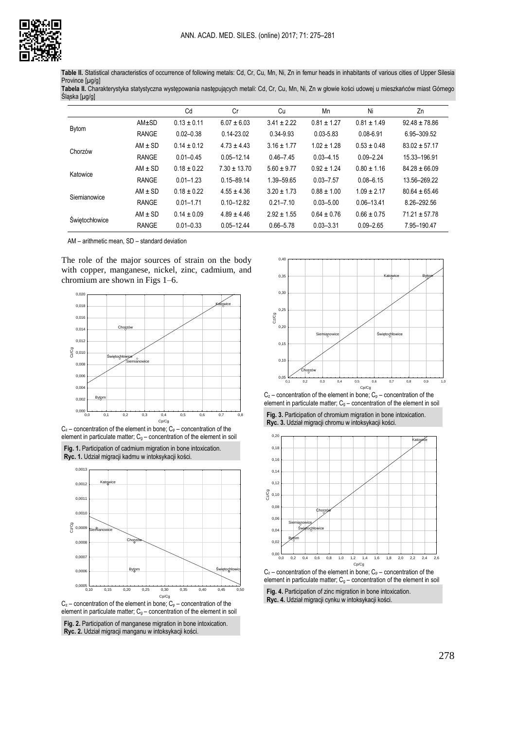**Table II.** Statistical characteristics of occurrence of following metals: Cd, Cr, Cu, Mn, Ni, Zn in femur heads in inhabitants of various cities of Upper Silesia Province [μg/g]
**Tabela II.** Charakterystyka statystyczna występowania następujących metali: Cd, Cr, Cu, Mn, Ni, Zn w głowie kości udowej u mieszkańców miast Górnego Śląska [μg/g]

| | | Cd | Cr | Cu | Mn | Ni | Zn |
|---|---|---|---|---|---|---|---|
| Bytom | AM±SD | 0.13 ± 0.11 | 6.07 ± 6.03 | 3.41 ± 2.22 | 0.81 ± 1.27 | 0.81 ± 1.49 | 92.48 ± 78.86 |
| | RANGE | 0.02–0.38 | 0.14-23.02 | 0.34-9.93 | 0.03-5.83 | 0.08-6.91 | 6.95–309.52 |
| Chorzów | AM ± SD | 0.14 ± 0.12 | 4.73 ± 4.43 | 3.16 ± 1.77 | 1.02 ± 1.28 | 0.53 ± 0.48 | 83.02 ± 57.17 |
| | RANGE | 0.01–0.45 | 0.05–12.14 | 0.46–7.45 | 0.03–4.15 | 0.09–2.24 | 15.33–196.91 |
| Katowice | AM ± SD | 0.18 ± 0.22 | 7.30 ± 13.70 | 5.60 ± 9.77 | 0.92 ± 1.24 | 0.80 ± 1.16 | 84.28 ± 66.09 |
| | RANGE | 0.01–1.23 | 0.15–89.14 | 1.39–59.65 | 0.03–7.57 | 0.08–6.15 | 13.56–269.22 |
| Siemianowice | AM ± SD | 0.18 ± 0.22 | 4.55 ± 4.36 | 3.20 ± 1.73 | 0.88 ± 1.00 | 1.09 ± 2.17 | 80.64 ± 65.46 |
| | RANGE | 0.01–1.71 | 0.10–12.82 | 0.21–7.10 | 0.03–5.00 | 0.06–13.41 | 8.26–292.56 |
| Świętochłowice | AM ± SD | 0.14 ± 0.09 | 4.89 ± 4.46 | 2.92 ± 1.55 | 0.64 ± 0.76 | 0.66 ± 0.75 | 71.21 ± 57.78 |
| | RANGE | 0.01–0.33 | 0.05–12.44 | 0.66–5.78 | 0.03–3.31 | 0.09–2.65 | 7.95–190.47 |

AM – arithmetic mean, SD – standard deviation

The role of the major sources of strain on the body with copper, manganese, nickel, zinc, cadmium, and chromium are shown in Figs 1–6.

$C_z$ – concentration of the element in bone; $C_p$ – concentration of the element in particulate matter; $C_g$ – concentration of the element in soil

**Fig. 1.** Participation of cadmium migration in bone intoxication.
**Ryc. 1.** Udział migracji kadmu w intoksykacji kości.

$C_z$ – concentration of the element in bone; $C_p$ – concentration of the element in particulate matter; $C_g$ – concentration of the element in soil

**Fig. 2.** Participation of manganese migration in bone intoxication.
**Ryc. 2.** Udział migracji manganu w intoksykacji kości.

$C_z$ – concentration of the element in bone; $C_p$ – concentration of the element in particulate matter; $C_g$ – concentration of the element in soil

**Fig. 3.** Participation of chromium migration in bone intoxication.
**Ryc. 3.** Udział migracji chromu w intoksykacji kości.

$C_z$ – concentration of the element in bone; $C_p$ – concentration of the element in particulate matter; $C_g$ – concentration of the element in soil

**Fig. 4.** Participation of zinc migration in bone intoxication.
**Ryc. 4.** Udział migracji cynku w intoksykacji kości.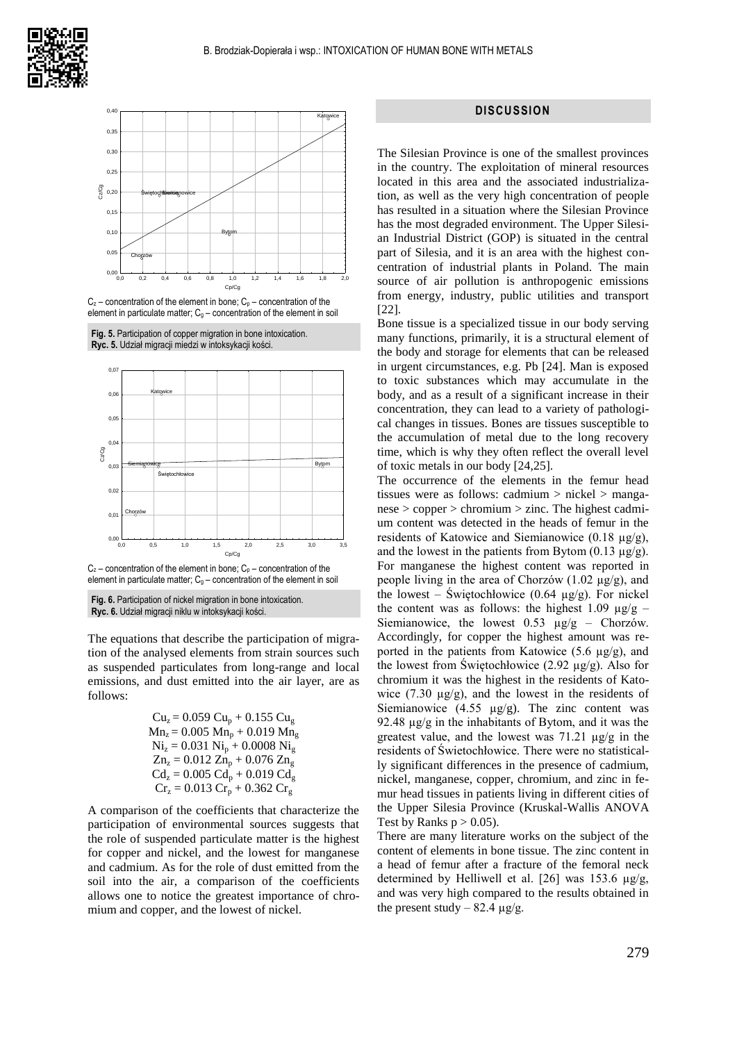$C_z$ – concentration of the element in bone; $C_p$ – concentration of the element in particulate matter; $C_g$ – concentration of the element in soil

**Fig. 5.** Participation of copper migration in bone intoxication.
**Ryc. 5.** Udział migracji miedzi w intoksykacji kości.

$C_z$ – concentration of the element in bone; $C_p$ – concentration of the element in particulate matter; $C_g$ – concentration of the element in soil

**Fig. 6.** Participation of nickel migration in bone intoxication.
**Ryc. 6.** Udział migracji niklu w intoksykacji kości.

The equations that describe the participation of migration of the analysed elements from strain sources such as suspended particulates from long-range and local emissions, and dust emitted into the air layer, are as follows:

$$Cu_z = 0.059\ Cu_p + 0.155\ Cu_g$$
$$Mn_z = 0.005\ Mn_p + 0.019\ Mn_g$$
$$Ni_z = 0.031\ Ni_p + 0.0008\ Ni_g$$
$$Zn_z = 0.012\ Zn_p + 0.076\ Zn_g$$
$$Cd_z = 0.005\ Cd_p + 0.019\ Cd_g$$
$$Cr_z = 0.013\ Cr_p + 0.362\ Cr_g$$

A comparison of the coefficients that characterize the participation of environmental sources suggests that the role of suspended particulate matter is the highest for copper and nickel, and the lowest for manganese and cadmium. As for the role of dust emitted from the soil into the air, a comparison of the coefficients allows one to notice the greatest importance of chromium and copper, and the lowest of nickel.

## DISCUSSION

The Silesian Province is one of the smallest provinces in the country. The exploitation of mineral resources located in this area and the associated industrialization, as well as the very high concentration of people has resulted in a situation where the Silesian Province has the most degraded environment. The Upper Silesian Industrial District (GOP) is situated in the central part of Silesia, and it is an area with the highest concentration of industrial plants in Poland. The main source of air pollution is anthropogenic emissions from energy, industry, public utilities and transport [22].

Bone tissue is a specialized tissue in our body serving many functions, primarily, it is a structural element of the body and storage for elements that can be released in urgent circumstances, e.g. Pb [24]. Man is exposed to toxic substances which may accumulate in the body, and as a result of a significant increase in their concentration, they can lead to a variety of pathological changes in tissues. Bones are tissues susceptible to the accumulation of metal due to the long recovery time, which is why they often reflect the overall level of toxic metals in our body [24,25].

The occurrence of the elements in the femur head tissues were as follows: cadmium > nickel > manganese > copper > chromium > zinc. The highest cadmium content was detected in the heads of femur in the residents of Katowice and Siemianowice (0.18 μg/g), and the lowest in the patients from Bytom (0.13 μg/g). For manganese the highest content was reported in people living in the area of Chorzów (1.02 μg/g), and the lowest – Świętochłowice (0.64 μg/g). For nickel the content was as follows: the highest 1.09 μg/g – Siemianowice, the lowest 0.53 μg/g – Chorzów. Accordingly, for copper the highest amount was reported in the patients from Katowice (5.6 μg/g), and the lowest from Świętochłowice (2.92 μg/g). Also for chromium it was the highest in the residents of Katowice (7.30 μg/g), and the lowest in the residents of Siemianowice (4.55 μg/g). The zinc content was 92.48 μg/g in the inhabitants of Bytom, and it was the greatest value, and the lowest was 71.21 μg/g in the residents of Świetochłowice. There were no statistically significant differences in the presence of cadmium, nickel, manganese, copper, chromium, and zinc in femur head tissues in patients living in different cities of the Upper Silesia Province (Kruskal-Wallis ANOVA Test by Ranks $p > 0.05$).

There are many literature works on the subject of the content of elements in bone tissue. The zinc content in a head of femur after a fracture of the femoral neck determined by Helliwell et al. [26] was 153.6 μg/g, and was very high compared to the results obtained in the present study – 82.4 μg/g.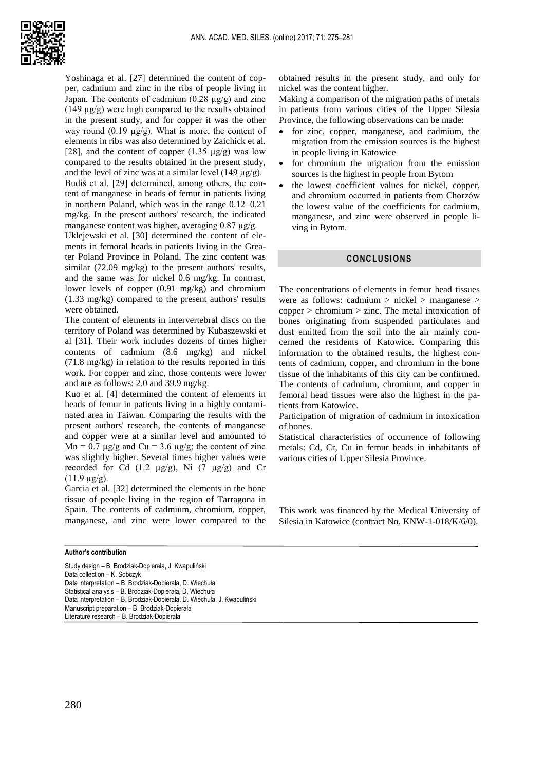Yoshinaga et al. [27] determined the content of copper, cadmium and zinc in the ribs of people living in Japan. The contents of cadmium (0.28 µg/g) and zinc (149 µg/g) were high compared to the results obtained in the present study, and for copper it was the other way round (0.19 µg/g). What is more, the content of elements in ribs was also determined by Zaichick et al. [28], and the content of copper (1.35 µg/g) was low compared to the results obtained in the present study, and the level of zinc was at a similar level (149 µg/g).

Budiš et al. [29] determined, among others, the content of manganese in heads of femur in patients living in northern Poland, which was in the range 0.12–0.21 mg/kg. In the present authors' research, the indicated manganese content was higher, averaging 0.87 µg/g.

Uklejewski et al. [30] determined the content of elements in femoral heads in patients living in the Greater Poland Province in Poland. The zinc content was similar (72.09 mg/kg) to the present authors' results, and the same was for nickel 0.6 mg/kg. In contrast, lower levels of copper (0.91 mg/kg) and chromium (1.33 mg/kg) compared to the present authors' results were obtained.

The content of elements in intervertebral discs on the territory of Poland was determined by Kubaszewski et al [31]. Their work includes dozens of times higher contents of cadmium (8.6 mg/kg) and nickel (71.8 mg/kg) in relation to the results reported in this work. For copper and zinc, those contents were lower and are as follows: 2.0 and 39.9 mg/kg.

Kuo et al. [4] determined the content of elements in heads of femur in patients living in a highly contaminated area in Taiwan. Comparing the results with the present authors' research, the contents of manganese and copper were at a similar level and amounted to Mn = 0.7 µg/g and Cu = 3.6 µg/g; the content of zinc was slightly higher. Several times higher values were recorded for Cd (1.2 µg/g), Ni (7 µg/g) and Cr (11.9 µg/g).

Garcia et al. [32] determined the elements in the bone tissue of people living in the region of Tarragona in Spain. The contents of cadmium, chromium, copper, manganese, and zinc were lower compared to the obtained results in the present study, and only for nickel was the content higher.

Making a comparison of the migration paths of metals in patients from various cities of the Upper Silesia Province, the following observations can be made:

- for zinc, copper, manganese, and cadmium, the migration from the emission sources is the highest in people living in Katowice
- for chromium the migration from the emission sources is the highest in people from Bytom
- the lowest coefficient values for nickel, copper, and chromium occurred in patients from Chorzów the lowest value of the coefficients for cadmium, manganese, and zinc were observed in people living in Bytom.

## CONCLUSIONS

The concentrations of elements in femur head tissues were as follows: cadmium > nickel > manganese > copper > chromium > zinc. The metal intoxication of bones originating from suspended particulates and dust emitted from the soil into the air mainly concerned the residents of Katowice. Comparing this information to the obtained results, the highest contents of cadmium, copper, and chromium in the bone tissue of the inhabitants of this city can be confirmed. The contents of cadmium, chromium, and copper in femoral head tissues were also the highest in the patients from Katowice.

Participation of migration of cadmium in intoxication of bones.

Statistical characteristics of occurrence of following metals: Cd, Cr, Cu in femur heads in inhabitants of various cities of Upper Silesia Province.

This work was financed by the Medical University of Silesia in Katowice (contract No. KNW-1-018/K/6/0).

**Author's contribution**

Study design – B. Brodziak-Dopierała, J. Kwapuliński
Data collection – K. Sobczyk
Data interpretation – B. Brodziak-Dopierała, D. Wiechuła
Statistical analysis – B. Brodziak-Dopierała, D. Wiechuła
Data interpretation – B. Brodziak-Dopierała, D. Wiechuła, J. Kwapuliński
Manuscript preparation – B. Brodziak-Dopierała
Literature research – B. Brodziak-Dopierała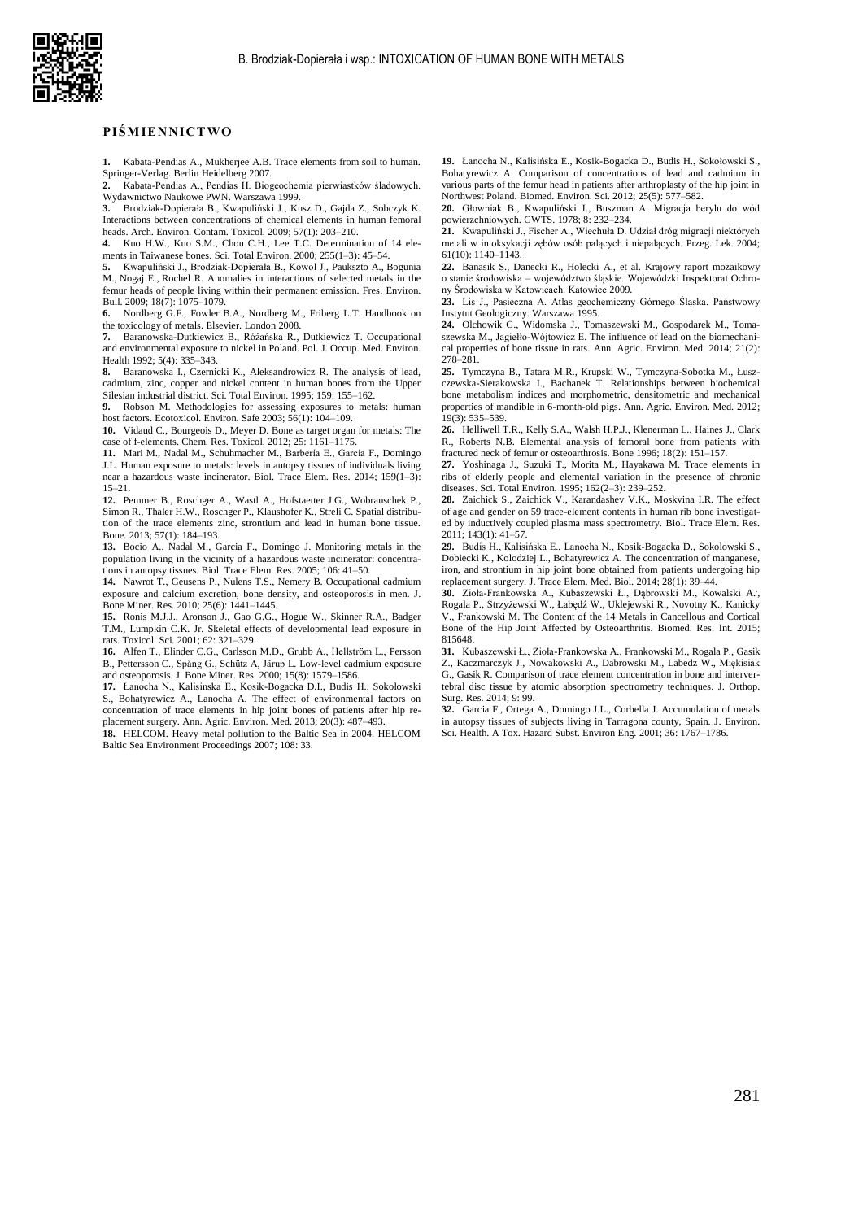## PIŚMIENNICTWO

**1.** Kabata-Pendias A., Mukherjee A.B. Trace elements from soil to human. Springer-Verlag. Berlin Heidelberg 2007.

**2.** Kabata-Pendias A., Pendias H. Biogeochemia pierwiastków śladowych. Wydawnictwo Naukowe PWN. Warszawa 1999.

**3.** Brodziak-Dopierała B., Kwapuliński J., Kusz D., Gajda Z., Sobczyk K. Interactions between concentrations of chemical elements in human femoral heads. Arch. Environ. Contam. Toxicol. 2009; 57(1): 203–210.

**4.** Kuo H.W., Kuo S.M., Chou C.H., Lee T.C. Determination of 14 elements in Taiwanese bones. Sci. Total Environ. 2000; 255(1–3): 45–54.

**5.** Kwapuliński J., Brodziak-Dopierała B., Kowol J., Paukszto A., Bogunia M., Nogaj E., Rochel R. Anomalies in interactions of selected metals in the femur heads of people living within their permanent emission. Fres. Environ. Bull. 2009; 18(7): 1075–1079.

**6.** Nordberg G.F., Fowler B.A., Nordberg M., Friberg L.T. Handbook on the toxicology of metals. Elsevier. London 2008.

**7.** Baranowska-Dutkiewicz B., Różańska R., Dutkiewicz T. Occupational and environmental exposure to nickel in Poland. Pol. J. Occup. Med. Environ. Health 1992; 5(4): 335–343.

**8.** Baranowska I., Czernicki K., Aleksandrowicz R. The analysis of lead, cadmium, zinc, copper and nickel content in human bones from the Upper Silesian industrial district. Sci. Total Environ. 1995; 159: 155–162.

**9.** Robson M. Methodologies for assessing exposures to metals: human host factors. Ecotoxicol. Environ. Safe 2003; 56(1): 104–109.

**10.** Vidaud C., Bourgeois D., Meyer D. Bone as target organ for metals: The case of f-elements. Chem. Res. Toxicol. 2012; 25: 1161–1175.

**11.** Mari M., Nadal M., Schuhmacher M., Barbería E., García F., Domingo J.L. Human exposure to metals: levels in autopsy tissues of individuals living near a hazardous waste incinerator. Biol. Trace Elem. Res. 2014; 159(1–3): 15–21.

**12.** Pemmer B., Roschger A., Wastl A., Hofstaetter J.G., Wobrauschek P., Simon R., Thaler H.W., Roschger P., Klaushofer K., Streli C. Spatial distribution of the trace elements zinc, strontium and lead in human bone tissue. Bone. 2013; 57(1): 184–193.

**13.** Bocio A., Nadal M., Garcia F., Domingo J. Monitoring metals in the population living in the vicinity of a hazardous waste incinerator: concentrations in autopsy tissues. Biol. Trace Elem. Res. 2005; 106: 41–50.

**14.** Nawrot T., Geusens P., Nulens T.S., Nemery B. Occupational cadmium exposure and calcium excretion, bone density, and osteoporosis in men. J. Bone Miner. Res. 2010; 25(6): 1441–1445.

**15.** Ronis M.J.J., Aronson J., Gao G.G., Hogue W., Skinner R.A., Badger T.M., Lumpkin C.K. Jr. Skeletal effects of developmental lead exposure in rats. Toxicol. Sci. 2001; 62: 321–329.

**16.** Alfen T., Elinder C.G., Carlsson M.D., Grubb A., Hellström L., Persson B., Pettersson C., Spång G., Schütz A, Järup L. Low-level cadmium exposure and osteoporosis. J. Bone Miner. Res. 2000; 15(8): 1579–1586.

**17.** Łanocha N., Kalisinska E., Kosik-Bogacka D.I., Budis H., Sokolowski S., Bohatyrewicz A., Lanocha A. The effect of environmental factors on concentration of trace elements in hip joint bones of patients after hip replacement surgery. Ann. Agric. Environ. Med. 2013; 20(3): 487–493.

**18.** HELCOM. Heavy metal pollution to the Baltic Sea in 2004. HELCOM Baltic Sea Environment Proceedings 2007; 108: 33.

**19.** Łanocha N., Kalisińska E., Kosik-Bogacka D., Budis H., Sokołowski S., Bohatyrewicz A. Comparison of concentrations of lead and cadmium in various parts of the femur head in patients after arthroplasty of the hip joint in Northwest Poland. Biomed. Environ. Sci. 2012; 25(5): 577–582.

**20.** Głowniak B., Kwapuliński J., Buszman A. Migracja berylu do wód powierzchniowych. GWTS. 1978; 8: 232–234.

**21.** Kwapuliński J., Fischer A., Wiechuła D. Udział dróg migracji niektórych metali w intoksykacji zębów osób palących i niepalących. Przeg. Lek. 2004; 61(10): 1140–1143.

**22.** Banasik S., Danecki R., Holecki A., et al. Krajowy raport mozaikowy o stanie środowiska – województwo śląskie. Wojewódzki Inspektorat Ochrony Środowiska w Katowicach. Katowice 2009.

**23.** Lis J., Pasieczna A. Atlas geochemiczny Górnego Śląska. Państwowy Instytut Geologiczny. Warszawa 1995.

**24.** Olchowik G., Widomska J., Tomaszewski M., Gospodarek M., Tomaszewska M., Jagiełło-Wójtowicz E. The influence of lead on the biomechanical properties of bone tissue in rats. Ann. Agric. Environ. Med. 2014; 21(2): 278–281.

**25.** Tymczyna B., Tatara M.R., Krupski W., Tymczyna-Sobotka M., Łuszczewska-Sierakowska I., Bachanek T. Relationships between biochemical bone metabolism indices and morphometric, densitometric and mechanical properties of mandible in 6-month-old pigs. Ann. Agric. Environ. Med. 2012; 19(3): 535–539.

**26.** Helliwell T.R., Kelly S.A., Walsh H.P.J., Klenerman L., Haines J., Clark R., Roberts N.B. Elemental analysis of femoral bone from patients with fractured neck of femur or osteoarthrosis. Bone 1996; 18(2): 151–157.

**27.** Yoshinaga J., Suzuki T., Morita M., Hayakawa M. Trace elements in ribs of elderly people and elemental variation in the presence of chronic diseases. Sci. Total Environ. 1995; 162(2–3): 239–252.

**28.** Zaichick S., Zaichick V., Karandashev V.K., Moskvina I.R. The effect of age and gender on 59 trace-element contents in human rib bone investigated by inductively coupled plasma mass spectrometry. Biol. Trace Elem. Res. 2011; 143(1): 41–57.

**29.** Budis H., Kalisińska E., Lanocha N., Kosik-Bogacka D., Sokolowski S., Dobiecki K., Kolodziej L., Bohatyrewicz A. The concentration of manganese, iron, and strontium in hip joint bone obtained from patients undergoing hip replacement surgery. J. Trace Elem. Med. Biol. 2014; 28(1): 39–44.

**30.** Zioła-Frankowska A., Kubaszewski Ł., Dąbrowski M., Kowalski A., Rogala P., Strzyżewski W., Łabędź W., Uklejewski R., Novotny K., Kanicky V., Frankowski M. The Content of the 14 Metals in Cancellous and Cortical Bone of the Hip Joint Affected by Osteoarthritis. Biomed. Res. Int. 2015; 815648.

**31.** Kubaszewski Ł., Zioła-Frankowska A., Frankowski M., Rogala P., Gasik Z., Kaczmarczyk J., Nowakowski A., Dabrowski M., Labedz W., Miękisiak G., Gasik R. Comparison of trace element concentration in bone and intervertebral disc tissue by atomic absorption spectrometry techniques. J. Orthop. Surg. Res. 2014; 9: 99.

**32.** Garcia F., Ortega A., Domingo J.L., Corbella J. Accumulation of metals in autopsy tissues of subjects living in Tarragona county, Spain. J. Environ. Sci. Health. A Tox. Hazard Subst. Environ Eng. 2001; 36: 1767–1786.